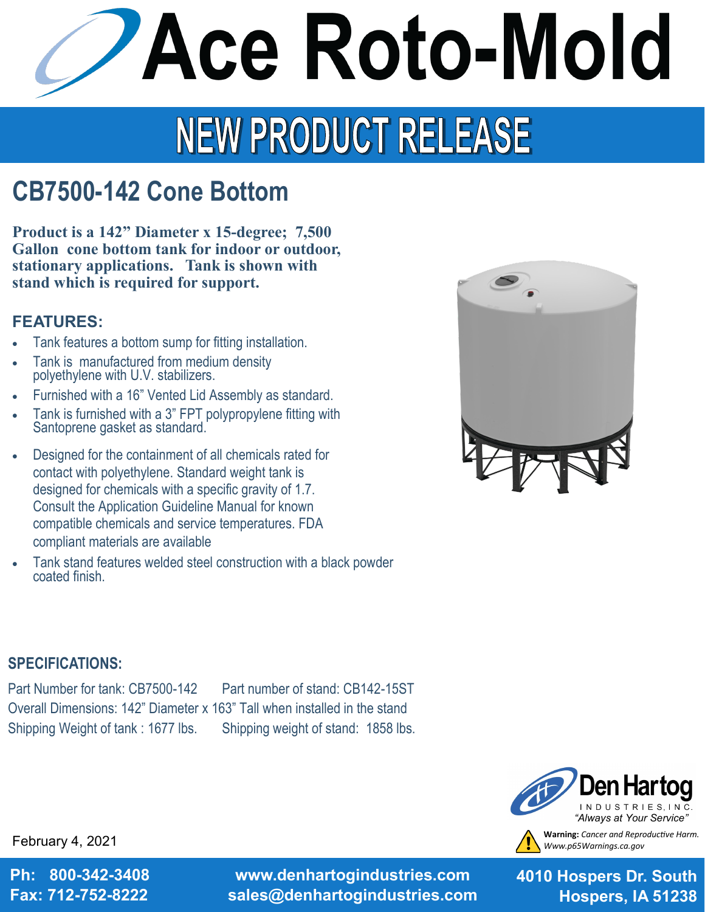# Ace Roto-Mold

## NEW PRODUCT RELEASE

## CB7500-142 Cone Bottom

**Product is a 142" Diameter x 15-degree; 7,500 Gallon cone bottom tank for indoor or outdoor, stationary applications. Tank is shown with stand which is required for support.**

### FEATURES:

- Tank features a bottom sump for fitting installation.
- Tank is manufactured from medium density polyethylene with U.V. stabilizers.
- Furnished with a 16" Vented Lid Assembly as standard.
- Tank is furnished with a 3" FPT polypropylene fitting with Santoprene gasket as standard.
- Designed for the containment of all chemicals rated for contact with polyethylene. Standard weight tank is designed for chemicals with a specific gravity of 1.7. Consult the Application Guideline Manual for known compatible chemicals and service temperatures. FDA compliant materials are available
- Tank stand features welded steel construction with a black powder coated finish.

### SPECIFICATIONS:

Part Number for tank: CB7500-142 Part number of stand: CB142-15ST

Overall Dimensions: 142" Diameter x 163" Tall when installed in the stand

Shipping Weight of tank : 1677 lbs. Shipping weight of stand: 1858 lbs.

Den Hartog INDUSTRIES, INC.
"Always at Your Service"

February 4, 2021

**Warning:** *Cancer and Reproductive Harm. Www.p65Warnings.ca.gov*

**Ph: 800-342-3408**
**Fax: 712-752-8222**

**www.denhartogindustries.com**
**sales@denhartogindustries.com**

**4010 Hospers Dr. South**
**Hospers, IA 51238**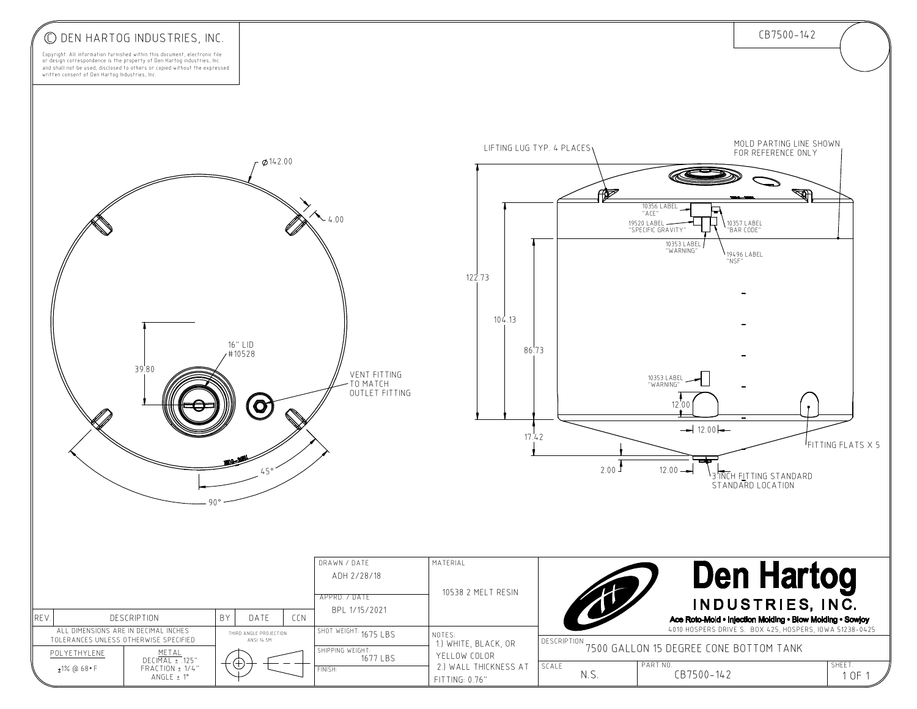© DEN HARTOG INDUSTRIES, INC.

Copyright. All information furnished within this document, electronic file or design correspondence is the property of Den Hartog Industries, Inc. and shall not be used, disclosed to others or copied without the expressed written consent of Den Hartog Industries, Inc.

CB7500-142

Ø142.00

4.00

16" LID
#10528

39.80

VENT FITTING
TO MATCH
OUTLET FITTING

45°

90°

LIFTING LUG TYP. 4 PLACES

MOLD PARTING LINE SHOWN
FOR REFERENCE ONLY

10356 LABEL
"ACE"

19520 LABEL
"SPECIFIC GRAVITY"

10357 LABEL
"BAR CODE"

10353 LABEL
"WARNING"

19496 LABEL
"NSF"

122.73

104.13

86.73

10353 LABEL
"WARNING"

12.00

12.00

17.42

FITTING FLATS X 5

2.00

12.00

3 INCH FITTING STANDARD
STANDARD LOCATION

| REV. | DESCRIPTION | BY | DATE | CCN |
|---|---|---|---|---|
| | | | | |

ALL DIMENSIONS ARE IN DECIMAL INCHES
TOLERANCES UNLESS OTHERWISE SPECIFIED

| POLYETHYLENE | METAL |
|---|---|
| ±1% @ 68° F | DECIMAL ± .125"<br>FRACTION ± 1/4"<br>ANGLE ± 1° |

THIRD ANGLE PROJECTION
ANSI 14.5M

DRAWN / DATE: ADH 2/28/18

APPRD. / DATE: BPL 1/15/2021

SHOT WEIGHT: 1675 LBS

SHIPPING WEIGHT: 1677 LBS

FINISH:

MATERIAL: 10538 2 MELT RESIN

NOTES:
1.) WHITE, BLACK, OR YELLOW COLOR
2.) WALL THICKNESS AT FITTING: 0.76"

**Den Hartog**
**INDUSTRIES, INC.**
Ace Roto-Mold • Injection Molding • Blow Molding • Sowjoy
4010 HOSPERS DRIVE S. BOX 425, HOSPERS, IOWA 51238-0425

DESCRIPTION: 7500 GALLON 15 DEGREE CONE BOTTOM TANK

| SCALE | PART NO. | SHEET |
|---|---|---|
| N.S. | CB7500-142 | 1 OF 1 |